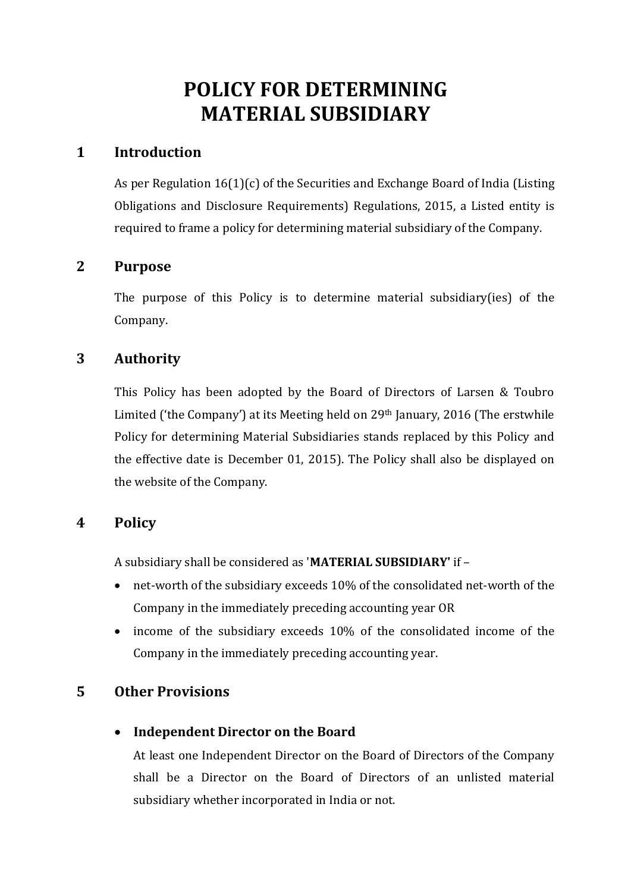# POLICY FOR DETERMINING MATERIAL SUBSIDIARY

## 1 Introduction

As per Regulation 16(1)(c) of the Securities and Exchange Board of India (Listing Obligations and Disclosure Requirements) Regulations, 2015, a Listed entity is required to frame a policy for determining material subsidiary of the Company.

## 2 Purpose

The purpose of this Policy is to determine material subsidiary(ies) of the Company.

## 3 Authority

This Policy has been adopted by the Board of Directors of Larsen & Toubro Limited ('the Company') at its Meeting held on 29th January, 2016 (The erstwhile Policy for determining Material Subsidiaries stands replaced by this Policy and the effective date is December 01, 2015). The Policy shall also be displayed on the website of the Company.

## 4 Policy

A subsidiary shall be considered as '**MATERIAL SUBSIDIARY**' if –

- net-worth of the subsidiary exceeds 10% of the consolidated net-worth of the Company in the immediately preceding accounting year OR
- income of the subsidiary exceeds 10% of the consolidated income of the Company in the immediately preceding accounting year.

## 5 Other Provisions

- **Independent Director on the Board**

  At least one Independent Director on the Board of Directors of the Company shall be a Director on the Board of Directors of an unlisted material subsidiary whether incorporated in India or not.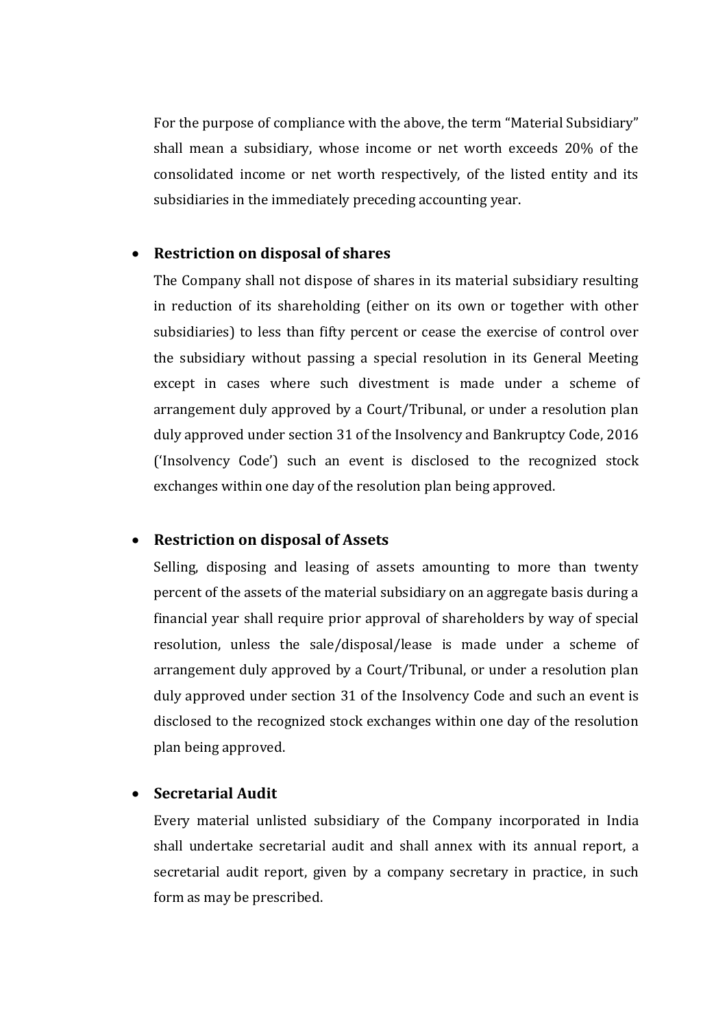For the purpose of compliance with the above, the term "Material Subsidiary" shall mean a subsidiary, whose income or net worth exceeds 20% of the consolidated income or net worth respectively, of the listed entity and its subsidiaries in the immediately preceding accounting year.

- **Restriction on disposal of shares**

  The Company shall not dispose of shares in its material subsidiary resulting in reduction of its shareholding (either on its own or together with other subsidiaries) to less than fifty percent or cease the exercise of control over the subsidiary without passing a special resolution in its General Meeting except in cases where such divestment is made under a scheme of arrangement duly approved by a Court/Tribunal, or under a resolution plan duly approved under section 31 of the Insolvency and Bankruptcy Code, 2016 ('Insolvency Code') such an event is disclosed to the recognized stock exchanges within one day of the resolution plan being approved.

- **Restriction on disposal of Assets**

  Selling, disposing and leasing of assets amounting to more than twenty percent of the assets of the material subsidiary on an aggregate basis during a financial year shall require prior approval of shareholders by way of special resolution, unless the sale/disposal/lease is made under a scheme of arrangement duly approved by a Court/Tribunal, or under a resolution plan duly approved under section 31 of the Insolvency Code and such an event is disclosed to the recognized stock exchanges within one day of the resolution plan being approved.

- **Secretarial Audit**

  Every material unlisted subsidiary of the Company incorporated in India shall undertake secretarial audit and shall annex with its annual report, a secretarial audit report, given by a company secretary in practice, in such form as may be prescribed.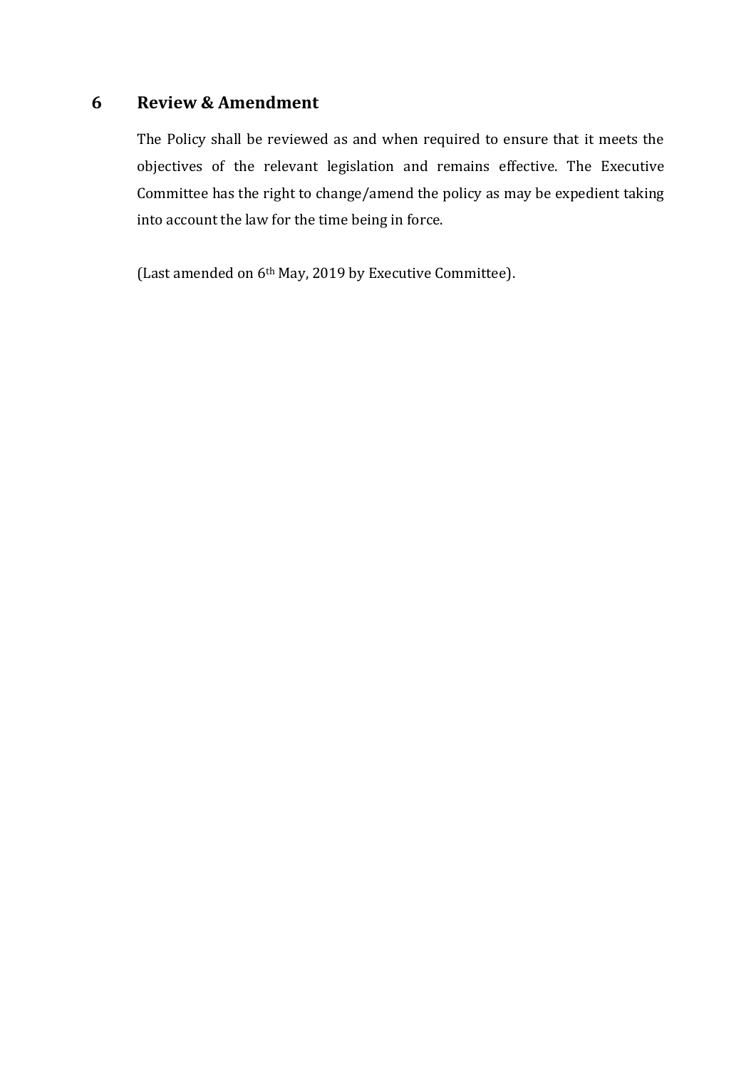## 6 Review & Amendment

The Policy shall be reviewed as and when required to ensure that it meets the objectives of the relevant legislation and remains effective. The Executive Committee has the right to change/amend the policy as may be expedient taking into account the law for the time being in force.

(Last amended on 6th May, 2019 by Executive Committee).